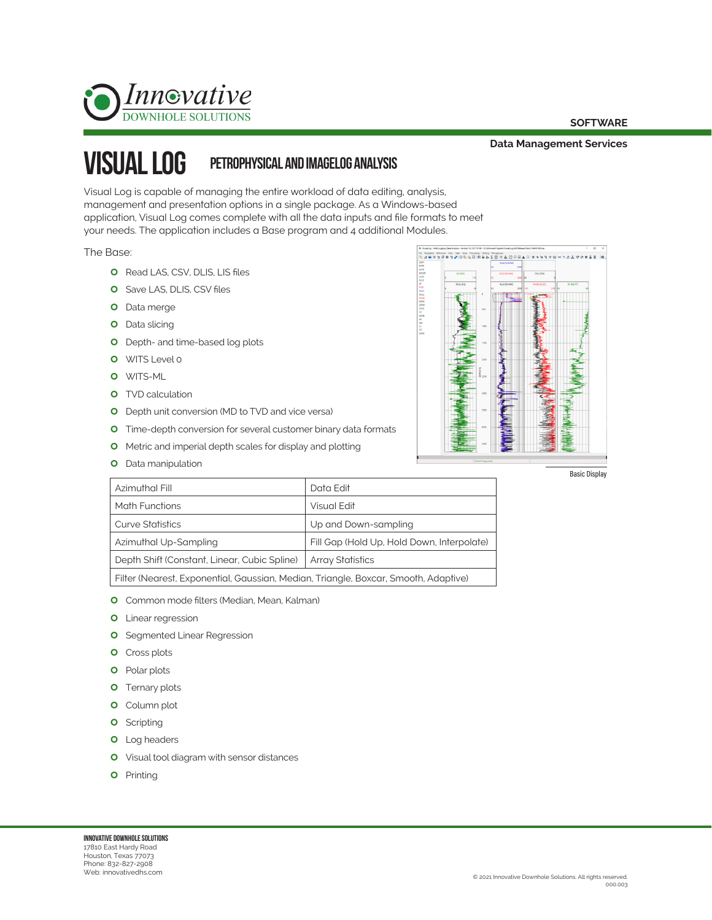Innovative DOWNHOLE SOLUTIONS

**SOFTWARE**

**Data Management Services**

# VISUAL LOG

## PETROPHYSICAL AND IMAGELOG ANALYSIS

Visual Log is capable of managing the entire workload of data editing, analysis, management and presentation options in a single package. As a Windows-based application, Visual Log comes complete with all the data inputs and file formats to meet your needs. The application includes a Base program and 4 additional Modules.

The Base:

- Read LAS, CSV, DLIS, LIS files
- Save LAS, DLIS, CSV files
- Data merge
- Data slicing
- Depth- and time-based log plots
- WITS Level 0
- WITS-ML
- TVD calculation
- Depth unit conversion (MD to TVD and vice versa)
- Time-depth conversion for several customer binary data formats
- Metric and imperial depth scales for display and plotting
- Data manipulation

Basic Display

| Azimuthal Fill | Data Edit |
|---|---|
| Math Functions | Visual Edit |
| Curve Statistics | Up and Down-sampling |
| Azimuthal Up-Sampling | Fill Gap (Hold Up, Hold Down, Interpolate) |
| Depth Shift (Constant, Linear, Cubic Spline) | Array Statistics |
| Filter (Nearest, Exponential, Gaussian, Median, Triangle, Boxcar, Smooth, Adaptive) | |

- Common mode filters (Median, Mean, Kalman)
- Linear regression
- Segmented Linear Regression
- Cross plots
- Polar plots
- Ternary plots
- Column plot
- Scripting
- Log headers
- Visual tool diagram with sensor distances
- Printing

**INNOVATIVE DOWNHOLE SOLUTIONS**
17810 East Hardy Road
Houston, Texas 77073
Phone: 832-827-2908
Web: innovativedhs.com

© 2021 Innovative Downhole Solutions. All rights reserved.
000.003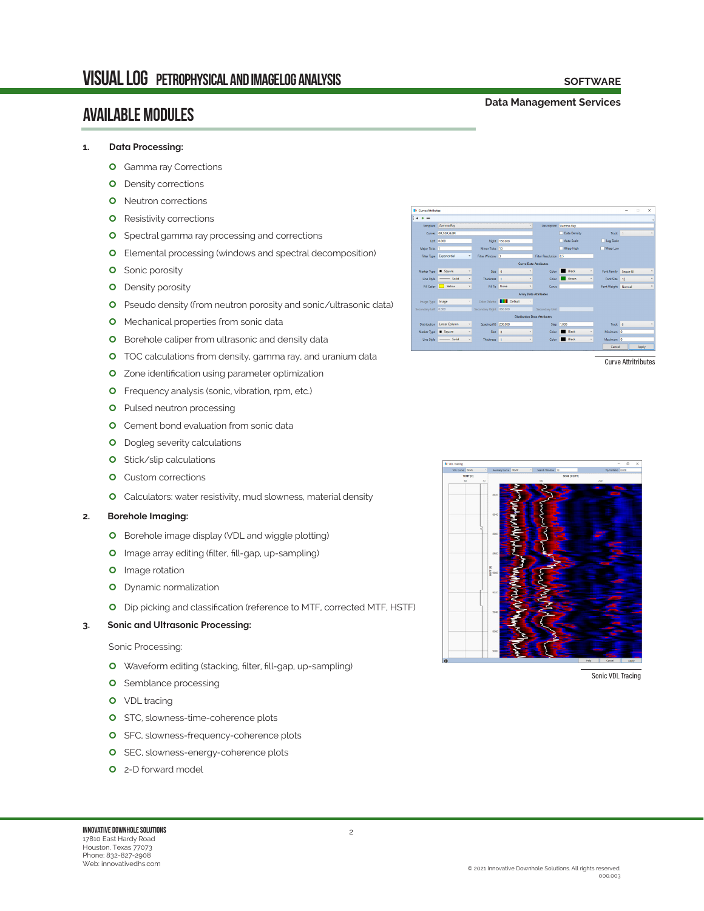## AVAILABLE MODULES

1. **Data Processing:**
   - Gamma ray Corrections
   - Density corrections
   - Neutron corrections
   - Resistivity corrections
   - Spectral gamma ray processing and corrections
   - Elemental processing (windows and spectral decomposition)
   - Sonic porosity
   - Density porosity
   - Pseudo density (from neutron porosity and sonic/ultrasonic data)
   - Mechanical properties from sonic data
   - Borehole caliper from ultrasonic and density data
   - TOC calculations from density, gamma ray, and uranium data
   - Zone identification using parameter optimization
   - Frequency analysis (sonic, vibration, rpm, etc.)
   - Pulsed neutron processing
   - Cement bond evaluation from sonic data
   - Dogleg severity calculations
   - Stick/slip calculations
   - Custom corrections
   - Calculators: water resistivity, mud slowness, material density

2. **Borehole Imaging:**
   - Borehole image display (VDL and wiggle plotting)
   - Image array editing (filter, fill-gap, up-sampling)
   - Image rotation
   - Dynamic normalization
   - Dip picking and classification (reference to MTF, corrected MTF, HSTF)

3. **Sonic and Ultrasonic Processing:**

   Sonic Processing:

   - Waveform editing (stacking, filter, fill-gap, up-sampling)
   - Semblance processing
   - VDL tracing
   - STC, slowness-time-coherence plots
   - SFC, slowness-frequency-coherence plots
   - SEC, slowness-energy-coherence plots
   - 2-D forward model

Curve Attritributes

Sonic VDL Tracing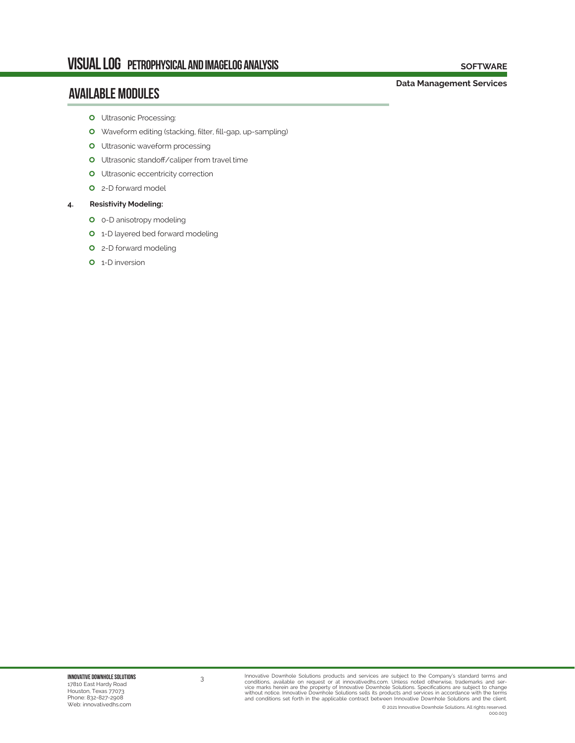## AVAILABLE MODULES

- Ultrasonic Processing:
- Waveform editing (stacking, filter, fill-gap, up-sampling)
- Ultrasonic waveform processing
- Ultrasonic standoff/caliper from travel time
- Ultrasonic eccentricity correction
- 2-D forward model

4. **Resistivity Modeling:**

- 0-D anisotropy modeling
- 1-D layered bed forward modeling
- 2-D forward modeling
- 1-D inversion

**INNOVATIVE DOWNHOLE SOLUTIONS**
17810 East Hardy Road
Houston, Texas 77073
Phone: 832-827-2908
Web: innovativedhs.com

Innovative Downhole Solutions products and services are subject to the Company's standard terms and conditions, available on request or at innovativedhs.com. Unless noted otherwise, trademarks and service marks herein are the property of Innovative Downhole Solutions. Specifications are subject to change without notice. Innovative Downhole Solutions sells its products and services in accordance with the terms and conditions set forth in the applicable contract between Innovative Downhole Solutions and the client.

© 2021 Innovative Downhole Solutions. All rights reserved.
000.003